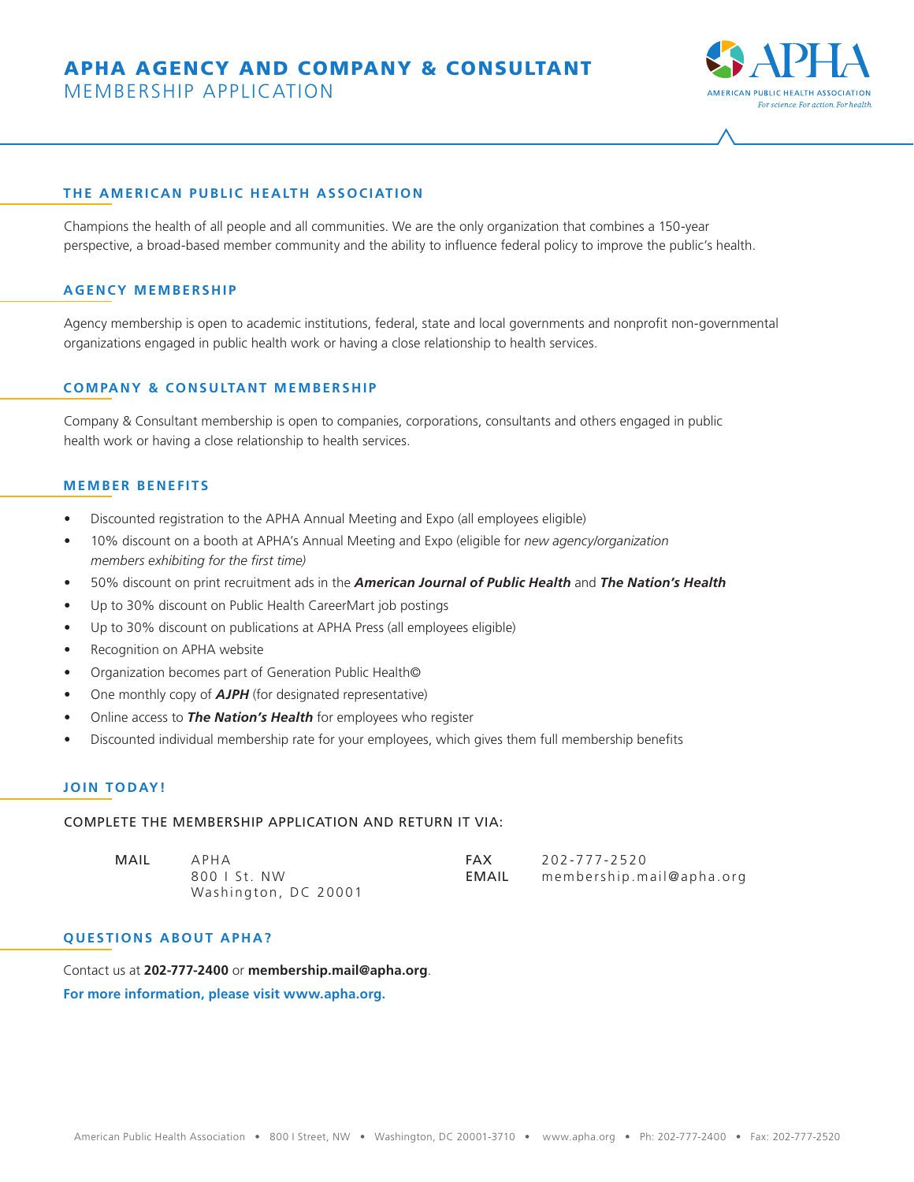# APHA AGENCY AND COMPANY & CONSULTANT
MEMBERSHIP APPLICATION

AMERICAN PUBLIC HEALTH ASSOCIATION
*For science. For action. For health.*

## THE AMERICAN PUBLIC HEALTH ASSOCIATION

Champions the health of all people and all communities. We are the only organization that combines a 150-year perspective, a broad-based member community and the ability to influence federal policy to improve the public's health.

## AGENCY MEMBERSHIP

Agency membership is open to academic institutions, federal, state and local governments and nonprofit non-governmental organizations engaged in public health work or having a close relationship to health services.

## COMPANY & CONSULTANT MEMBERSHIP

Company & Consultant membership is open to companies, corporations, consultants and others engaged in public health work or having a close relationship to health services.

## MEMBER BENEFITS

- Discounted registration to the APHA Annual Meeting and Expo (all employees eligible)
- 10% discount on a booth at APHA's Annual Meeting and Expo (eligible for *new agency/organization members exhibiting for the first time)*
- 50% discount on print recruitment ads in the ***American Journal of Public Health*** and ***The Nation's Health***
- Up to 30% discount on Public Health CareerMart job postings
- Up to 30% discount on publications at APHA Press (all employees eligible)
- Recognition on APHA website
- Organization becomes part of Generation Public Health©
- One monthly copy of ***AJPH*** (for designated representative)
- Online access to ***The Nation's Health*** for employees who register
- Discounted individual membership rate for your employees, which gives them full membership benefits

## JOIN TODAY!

COMPLETE THE MEMBERSHIP APPLICATION AND RETURN IT VIA:

MAIL
APHA
800 I St. NW
Washington, DC 20001

FAX 202-777-2520
EMAIL membership.mail@apha.org

## QUESTIONS ABOUT APHA?

Contact us at **202-777-2400** or **membership.mail@apha.org**.

**For more information, please visit www.apha.org.**

American Public Health Association • 800 I Street, NW • Washington, DC 20001-3710 • www.apha.org • Ph: 202-777-2400 • Fax: 202-777-2520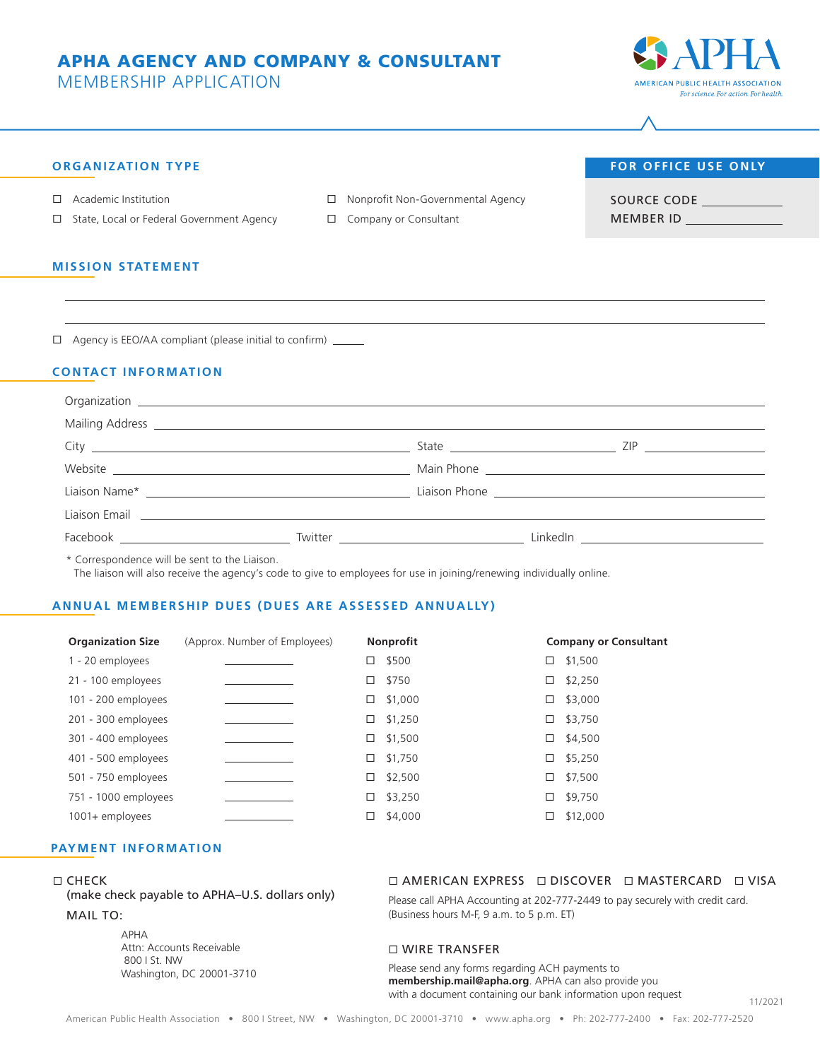# APHA AGENCY AND COMPANY & CONSULTANT
MEMBERSHIP APPLICATION

AMERICAN PUBLIC HEALTH ASSOCIATION
*For science. For action. For health.*

## ORGANIZATION TYPE

☐ Academic Institution
☐ State, Local or Federal Government Agency
☐ Nonprofit Non-Governmental Agency
☐ Company or Consultant

**FOR OFFICE USE ONLY**

SOURCE CODE ____________
MEMBER ID ____________

## MISSION STATEMENT

______________________________________________________________________

______________________________________________________________________

☐ Agency is EEO/AA compliant (please initial to confirm) _____

## CONTACT INFORMATION

Organization ____________________________________________

Mailing Address ____________________________________________

City ______________________ State ______________ ZIP ____________

Website ______________________ Main Phone ______________________

Liaison Name* ______________________ Liaison Phone ______________________

Liaison Email ____________________________________________

Facebook ______________ Twitter ______________ LinkedIn ______________

\* Correspondence will be sent to the Liaison.
The liaison will also receive the agency's code to give to employees for use in joining/renewing individually online.

## ANNUAL MEMBERSHIP DUES (DUES ARE ASSESSED ANNUALLY)

| Organization Size | (Approx. Number of Employees) | Nonprofit | Company or Consultant |
|---|---|---|---|
| 1 - 20 employees | ________ | ☐ $500 | ☐ $1,500 |
| 21 - 100 employees | ________ | ☐ $750 | ☐ $2,250 |
| 101 - 200 employees | ________ | ☐ $1,000 | ☐ $3,000 |
| 201 - 300 employees | ________ | ☐ $1,250 | ☐ $3,750 |
| 301 - 400 employees | ________ | ☐ $1,500 | ☐ $4,500 |
| 401 - 500 employees | ________ | ☐ $1,750 | ☐ $5,250 |
| 501 - 750 employees | ________ | ☐ $2,500 | ☐ $7,500 |
| 751 - 1000 employees | ________ | ☐ $3,250 | ☐ $9,750 |
| 1001+ employees | ________ | ☐ $4,000 | ☐ $12,000 |

## PAYMENT INFORMATION

☐ CHECK
(make check payable to APHA–U.S. dollars only)

MAIL TO:

APHA
Attn: Accounts Receivable
800 I St. NW
Washington, DC 20001-3710

☐ AMERICAN EXPRESS ☐ DISCOVER ☐ MASTERCARD ☐ VISA

Please call APHA Accounting at 202-777-2449 to pay securely with credit card.
(Business hours M-F, 9 a.m. to 5 p.m. ET)

☐ WIRE TRANSFER

Please send any forms regarding ACH payments to **membership.mail@apha.org**. APHA can also provide you with a document containing our bank information upon request

11/2021

American Public Health Association • 800 I Street, NW • Washington, DC 20001-3710 • www.apha.org • Ph: 202-777-2400 • Fax: 202-777-2520